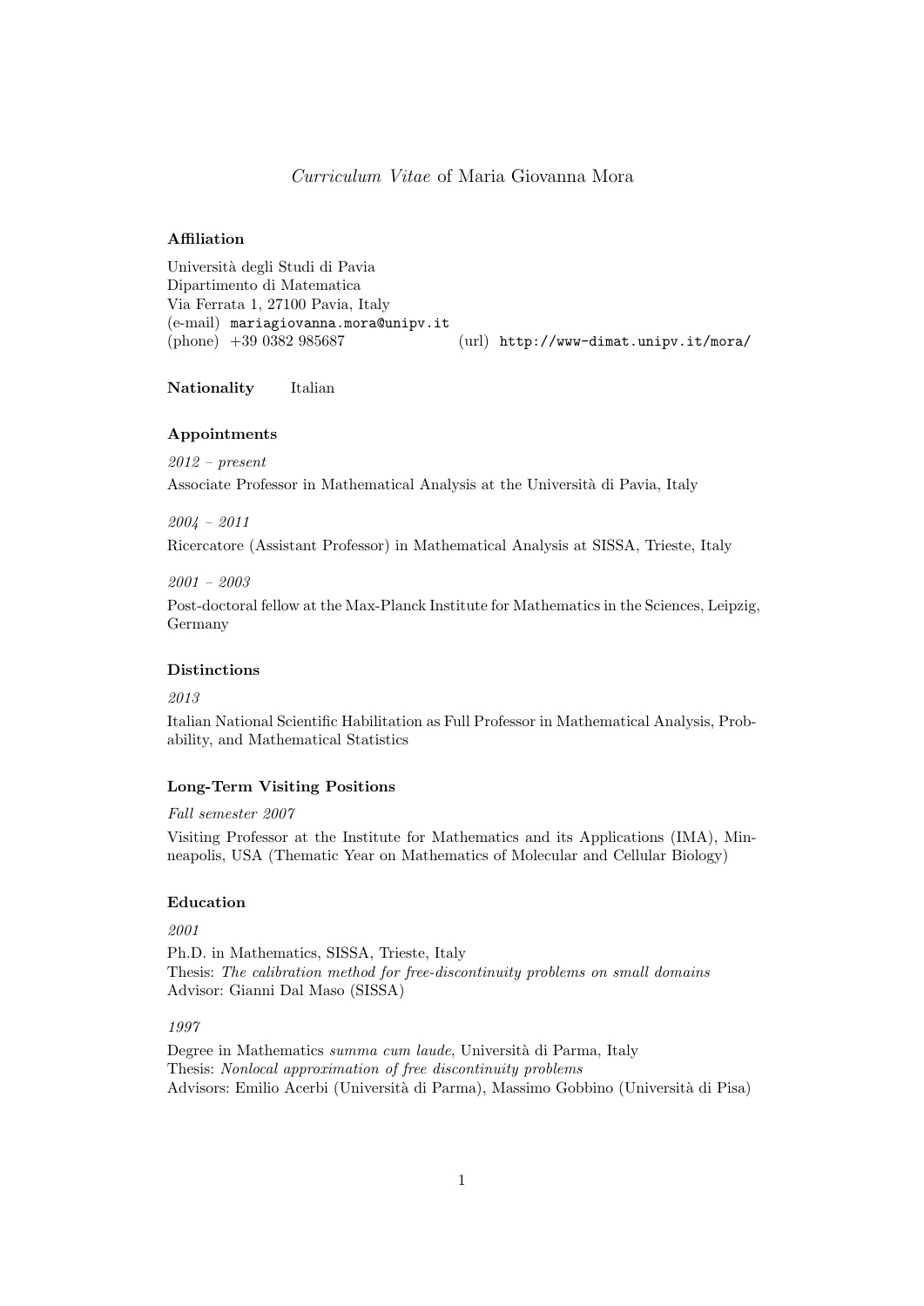# *Curriculum Vitae* of Maria Giovanna Mora

## Affiliation

Università degli Studi di Pavia
Dipartimento di Matematica
Via Ferrata 1, 27100 Pavia, Italy
(e-mail) `mariagiovanna.mora@unipv.it`
(phone) +39 0382 985687 (url) `http://www-dimat.unipv.it/mora/`

**Nationality** Italian

## Appointments

*2012 – present*
Associate Professor in Mathematical Analysis at the Università di Pavia, Italy

*2004 – 2011*
Ricercatore (Assistant Professor) in Mathematical Analysis at SISSA, Trieste, Italy

*2001 – 2003*
Post-doctoral fellow at the Max-Planck Institute for Mathematics in the Sciences, Leipzig, Germany

## Distinctions

*2013*
Italian National Scientific Habilitation as Full Professor in Mathematical Analysis, Probability, and Mathematical Statistics

## Long-Term Visiting Positions

*Fall semester 2007*
Visiting Professor at the Institute for Mathematics and its Applications (IMA), Minneapolis, USA (Thematic Year on Mathematics of Molecular and Cellular Biology)

## Education

*2001*
Ph.D. in Mathematics, SISSA, Trieste, Italy
Thesis: *The calibration method for free-discontinuity problems on small domains*
Advisor: Gianni Dal Maso (SISSA)

*1997*
Degree in Mathematics *summa cum laude*, Università di Parma, Italy
Thesis: *Nonlocal approximation of free discontinuity problems*
Advisors: Emilio Acerbi (Università di Parma), Massimo Gobbino (Università di Pisa)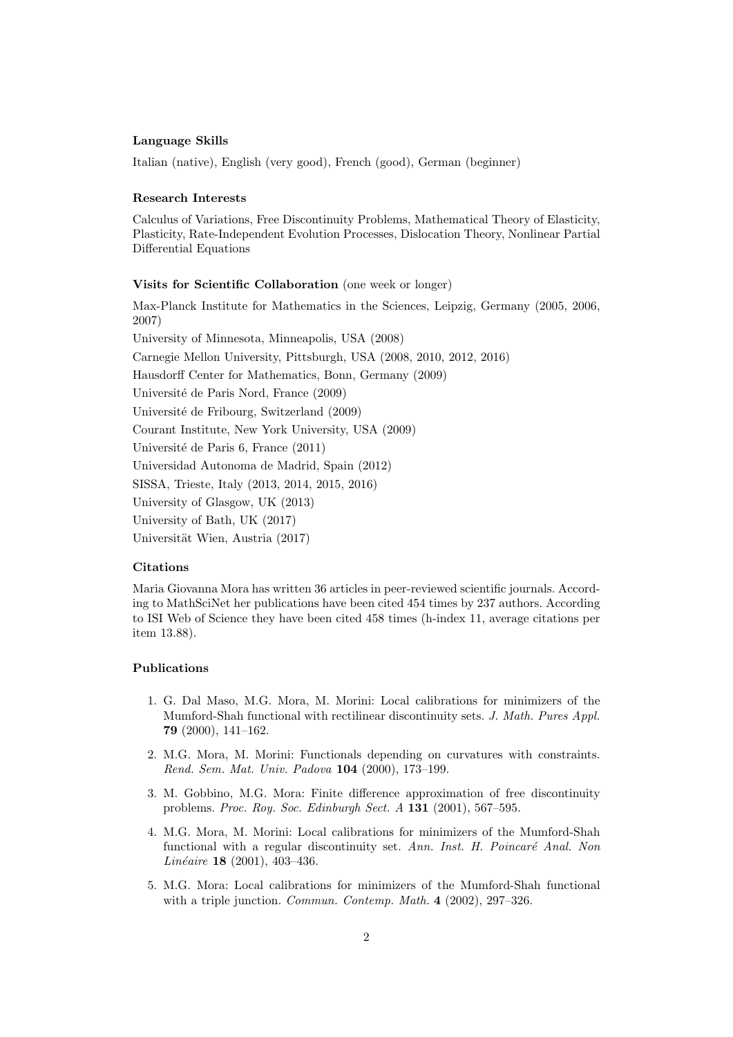### Language Skills

Italian (native), English (very good), French (good), German (beginner)

### Research Interests

Calculus of Variations, Free Discontinuity Problems, Mathematical Theory of Elasticity, Plasticity, Rate-Independent Evolution Processes, Dislocation Theory, Nonlinear Partial Differential Equations

### Visits for Scientific Collaboration (one week or longer)

Max-Planck Institute for Mathematics in the Sciences, Leipzig, Germany (2005, 2006, 2007)

University of Minnesota, Minneapolis, USA (2008)

Carnegie Mellon University, Pittsburgh, USA (2008, 2010, 2012, 2016)

Hausdorff Center for Mathematics, Bonn, Germany (2009)

Université de Paris Nord, France (2009)

Université de Fribourg, Switzerland (2009)

Courant Institute, New York University, USA (2009)

Université de Paris 6, France (2011)

Universidad Autonoma de Madrid, Spain (2012)

SISSA, Trieste, Italy (2013, 2014, 2015, 2016)

University of Glasgow, UK (2013)

University of Bath, UK (2017)

Universität Wien, Austria (2017)

### Citations

Maria Giovanna Mora has written 36 articles in peer-reviewed scientific journals. According to MathSciNet her publications have been cited 454 times by 237 authors. According to ISI Web of Science they have been cited 458 times (h-index 11, average citations per item 13.88).

### Publications

1. G. Dal Maso, M.G. Mora, M. Morini: Local calibrations for minimizers of the Mumford-Shah functional with rectilinear discontinuity sets. *J. Math. Pures Appl.* **79** (2000), 141–162.
2. M.G. Mora, M. Morini: Functionals depending on curvatures with constraints. *Rend. Sem. Mat. Univ. Padova* **104** (2000), 173–199.
3. M. Gobbino, M.G. Mora: Finite difference approximation of free discontinuity problems. *Proc. Roy. Soc. Edinburgh Sect. A* **131** (2001), 567–595.
4. M.G. Mora, M. Morini: Local calibrations for minimizers of the Mumford-Shah functional with a regular discontinuity set. *Ann. Inst. H. Poincaré Anal. Non Linéaire* **18** (2001), 403–436.
5. M.G. Mora: Local calibrations for minimizers of the Mumford-Shah functional with a triple junction. *Commun. Contemp. Math.* **4** (2002), 297–326.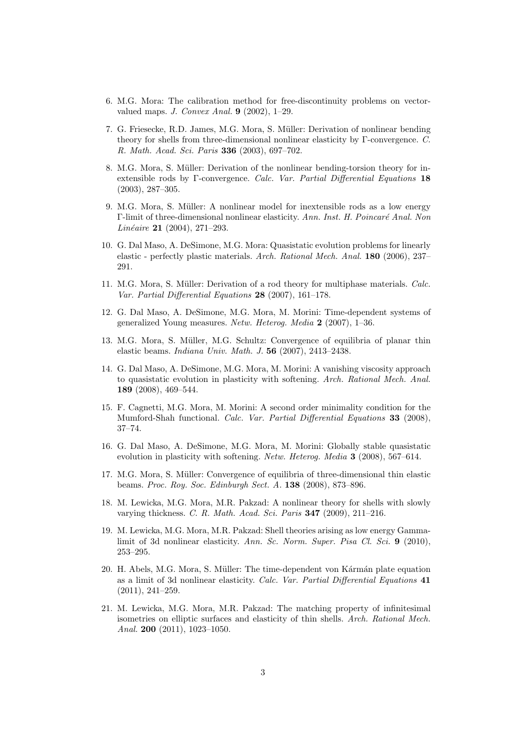6. M.G. Mora: The calibration method for free-discontinuity problems on vector-valued maps. *J. Convex Anal.* **9** (2002), 1–29.

7. G. Friesecke, R.D. James, M.G. Mora, S. Müller: Derivation of nonlinear bending theory for shells from three-dimensional nonlinear elasticity by Γ-convergence. *C. R. Math. Acad. Sci. Paris* **336** (2003), 697–702.

8. M.G. Mora, S. Müller: Derivation of the nonlinear bending-torsion theory for inextensible rods by Γ-convergence. *Calc. Var. Partial Differential Equations* **18** (2003), 287–305.

9. M.G. Mora, S. Müller: A nonlinear model for inextensible rods as a low energy Γ-limit of three-dimensional nonlinear elasticity. *Ann. Inst. H. Poincaré Anal. Non Linéaire* **21** (2004), 271–293.

10. G. Dal Maso, A. DeSimone, M.G. Mora: Quasistatic evolution problems for linearly elastic - perfectly plastic materials. *Arch. Rational Mech. Anal.* **180** (2006), 237–291.

11. M.G. Mora, S. Müller: Derivation of a rod theory for multiphase materials. *Calc. Var. Partial Differential Equations* **28** (2007), 161–178.

12. G. Dal Maso, A. DeSimone, M.G. Mora, M. Morini: Time-dependent systems of generalized Young measures. *Netw. Heterog. Media* **2** (2007), 1–36.

13. M.G. Mora, S. Müller, M.G. Schultz: Convergence of equilibria of planar thin elastic beams. *Indiana Univ. Math. J.* **56** (2007), 2413–2438.

14. G. Dal Maso, A. DeSimone, M.G. Mora, M. Morini: A vanishing viscosity approach to quasistatic evolution in plasticity with softening. *Arch. Rational Mech. Anal.* **189** (2008), 469–544.

15. F. Cagnetti, M.G. Mora, M. Morini: A second order minimality condition for the Mumford-Shah functional. *Calc. Var. Partial Differential Equations* **33** (2008), 37–74.

16. G. Dal Maso, A. DeSimone, M.G. Mora, M. Morini: Globally stable quasistatic evolution in plasticity with softening. *Netw. Heterog. Media* **3** (2008), 567–614.

17. M.G. Mora, S. Müller: Convergence of equilibria of three-dimensional thin elastic beams. *Proc. Roy. Soc. Edinburgh Sect. A.* **138** (2008), 873–896.

18. M. Lewicka, M.G. Mora, M.R. Pakzad: A nonlinear theory for shells with slowly varying thickness. *C. R. Math. Acad. Sci. Paris* **347** (2009), 211–216.

19. M. Lewicka, M.G. Mora, M.R. Pakzad: Shell theories arising as low energy Gamma-limit of 3d nonlinear elasticity. *Ann. Sc. Norm. Super. Pisa Cl. Sci.* **9** (2010), 253–295.

20. H. Abels, M.G. Mora, S. Müller: The time-dependent von Kármán plate equation as a limit of 3d nonlinear elasticity. *Calc. Var. Partial Differential Equations* **41** (2011), 241–259.

21. M. Lewicka, M.G. Mora, M.R. Pakzad: The matching property of infinitesimal isometries on elliptic surfaces and elasticity of thin shells. *Arch. Rational Mech. Anal.* **200** (2011), 1023–1050.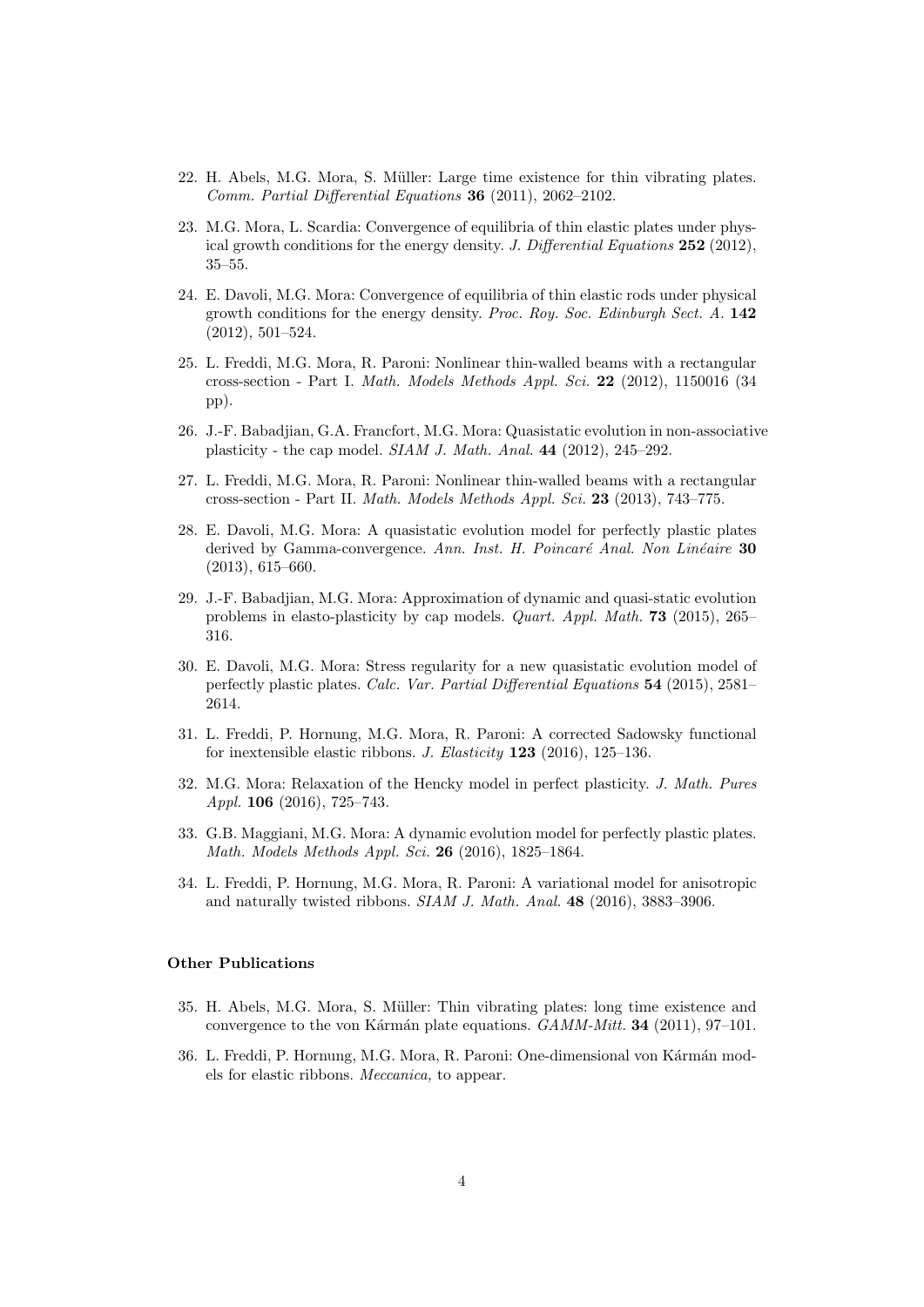22. H. Abels, M.G. Mora, S. Müller: Large time existence for thin vibrating plates. *Comm. Partial Differential Equations* **36** (2011), 2062–2102.

23. M.G. Mora, L. Scardia: Convergence of equilibria of thin elastic plates under physical growth conditions for the energy density. *J. Differential Equations* **252** (2012), 35–55.

24. E. Davoli, M.G. Mora: Convergence of equilibria of thin elastic rods under physical growth conditions for the energy density. *Proc. Roy. Soc. Edinburgh Sect. A.* **142** (2012), 501–524.

25. L. Freddi, M.G. Mora, R. Paroni: Nonlinear thin-walled beams with a rectangular cross-section - Part I. *Math. Models Methods Appl. Sci.* **22** (2012), 1150016 (34 pp).

26. J.-F. Babadjian, G.A. Francfort, M.G. Mora: Quasistatic evolution in non-associative plasticity - the cap model. *SIAM J. Math. Anal.* **44** (2012), 245–292.

27. L. Freddi, M.G. Mora, R. Paroni: Nonlinear thin-walled beams with a rectangular cross-section - Part II. *Math. Models Methods Appl. Sci.* **23** (2013), 743–775.

28. E. Davoli, M.G. Mora: A quasistatic evolution model for perfectly plastic plates derived by Gamma-convergence. *Ann. Inst. H. Poincaré Anal. Non Linéaire* **30** (2013), 615–660.

29. J.-F. Babadjian, M.G. Mora: Approximation of dynamic and quasi-static evolution problems in elasto-plasticity by cap models. *Quart. Appl. Math.* **73** (2015), 265–316.

30. E. Davoli, M.G. Mora: Stress regularity for a new quasistatic evolution model of perfectly plastic plates. *Calc. Var. Partial Differential Equations* **54** (2015), 2581–2614.

31. L. Freddi, P. Hornung, M.G. Mora, R. Paroni: A corrected Sadowsky functional for inextensible elastic ribbons. *J. Elasticity* **123** (2016), 125–136.

32. M.G. Mora: Relaxation of the Hencky model in perfect plasticity. *J. Math. Pures Appl.* **106** (2016), 725–743.

33. G.B. Maggiani, M.G. Mora: A dynamic evolution model for perfectly plastic plates. *Math. Models Methods Appl. Sci.* **26** (2016), 1825–1864.

34. L. Freddi, P. Hornung, M.G. Mora, R. Paroni: A variational model for anisotropic and naturally twisted ribbons. *SIAM J. Math. Anal.* **48** (2016), 3883–3906.

### Other Publications

35. H. Abels, M.G. Mora, S. Müller: Thin vibrating plates: long time existence and convergence to the von Kármán plate equations. *GAMM-Mitt.* **34** (2011), 97–101.

36. L. Freddi, P. Hornung, M.G. Mora, R. Paroni: One-dimensional von Kármán models for elastic ribbons. *Meccanica,* to appear.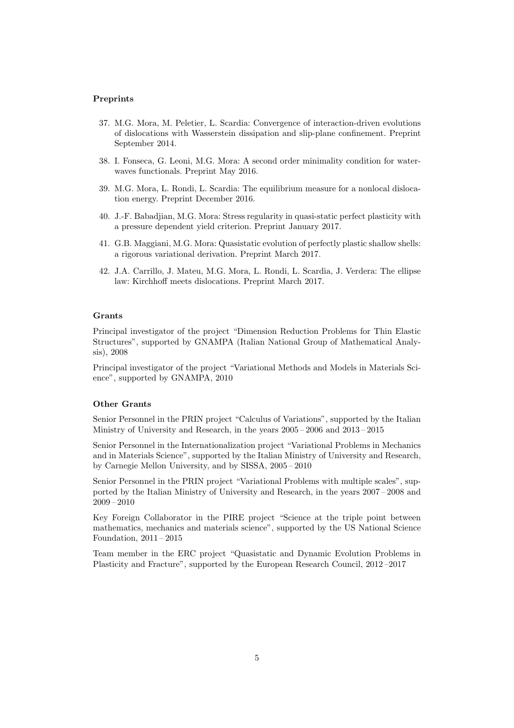### Preprints

37. M.G. Mora, M. Peletier, L. Scardia: Convergence of interaction-driven evolutions of dislocations with Wasserstein dissipation and slip-plane confinement. Preprint September 2014.

38. I. Fonseca, G. Leoni, M.G. Mora: A second order minimality condition for water-waves functionals. Preprint May 2016.

39. M.G. Mora, L. Rondi, L. Scardia: The equilibrium measure for a nonlocal dislocation energy. Preprint December 2016.

40. J.-F. Babadjian, M.G. Mora: Stress regularity in quasi-static perfect plasticity with a pressure dependent yield criterion. Preprint January 2017.

41. G.B. Maggiani, M.G. Mora: Quasistatic evolution of perfectly plastic shallow shells: a rigorous variational derivation. Preprint March 2017.

42. J.A. Carrillo, J. Mateu, M.G. Mora, L. Rondi, L. Scardia, J. Verdera: The ellipse law: Kirchhoff meets dislocations. Preprint March 2017.

### Grants

Principal investigator of the project "Dimension Reduction Problems for Thin Elastic Structures", supported by GNAMPA (Italian National Group of Mathematical Analysis), 2008

Principal investigator of the project "Variational Methods and Models in Materials Science", supported by GNAMPA, 2010

### Other Grants

Senior Personnel in the PRIN project "Calculus of Variations", supported by the Italian Ministry of University and Research, in the years 2005 – 2006 and 2013 – 2015

Senior Personnel in the Internationalization project "Variational Problems in Mechanics and in Materials Science", supported by the Italian Ministry of University and Research, by Carnegie Mellon University, and by SISSA, 2005 – 2010

Senior Personnel in the PRIN project "Variational Problems with multiple scales", supported by the Italian Ministry of University and Research, in the years 2007 – 2008 and 2009 – 2010

Key Foreign Collaborator in the PIRE project "Science at the triple point between mathematics, mechanics and materials science", supported by the US National Science Foundation, 2011 – 2015

Team member in the ERC project "Quasistatic and Dynamic Evolution Problems in Plasticity and Fracture", supported by the European Research Council, 2012 –2017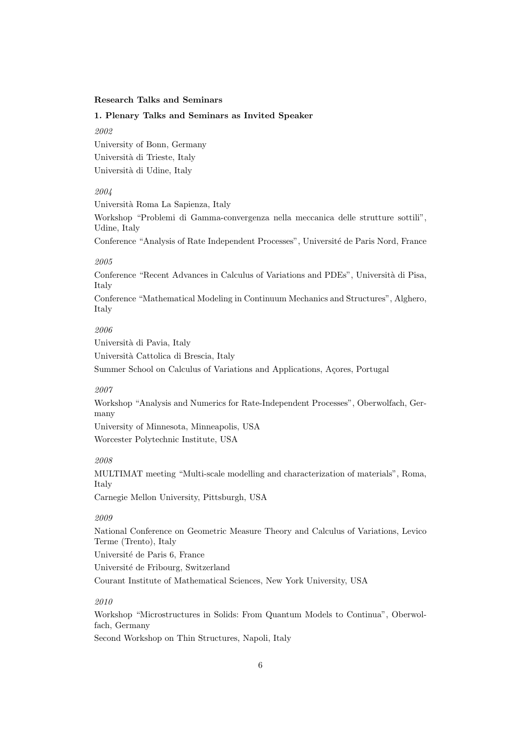**Research Talks and Seminars**

**1. Plenary Talks and Seminars as Invited Speaker**

*2002*

University of Bonn, Germany

Università di Trieste, Italy

Università di Udine, Italy

*2004*

Università Roma La Sapienza, Italy

Workshop “Problemi di Gamma-convergenza nella meccanica delle strutture sottili”, Udine, Italy

Conference “Analysis of Rate Independent Processes”, Université de Paris Nord, France

*2005*

Conference “Recent Advances in Calculus of Variations and PDEs”, Università di Pisa, Italy

Conference “Mathematical Modeling in Continuum Mechanics and Structures”, Alghero, Italy

*2006*

Università di Pavia, Italy

Università Cattolica di Brescia, Italy

Summer School on Calculus of Variations and Applications, Açores, Portugal

*2007*

Workshop “Analysis and Numerics for Rate-Independent Processes”, Oberwolfach, Germany

University of Minnesota, Minneapolis, USA

Worcester Polytechnic Institute, USA

*2008*

MULTIMAT meeting “Multi-scale modelling and characterization of materials”, Roma, Italy

Carnegie Mellon University, Pittsburgh, USA

*2009*

National Conference on Geometric Measure Theory and Calculus of Variations, Levico Terme (Trento), Italy

Université de Paris 6, France

Université de Fribourg, Switzerland

Courant Institute of Mathematical Sciences, New York University, USA

*2010*

Workshop “Microstructures in Solids: From Quantum Models to Continua”, Oberwolfach, Germany

Second Workshop on Thin Structures, Napoli, Italy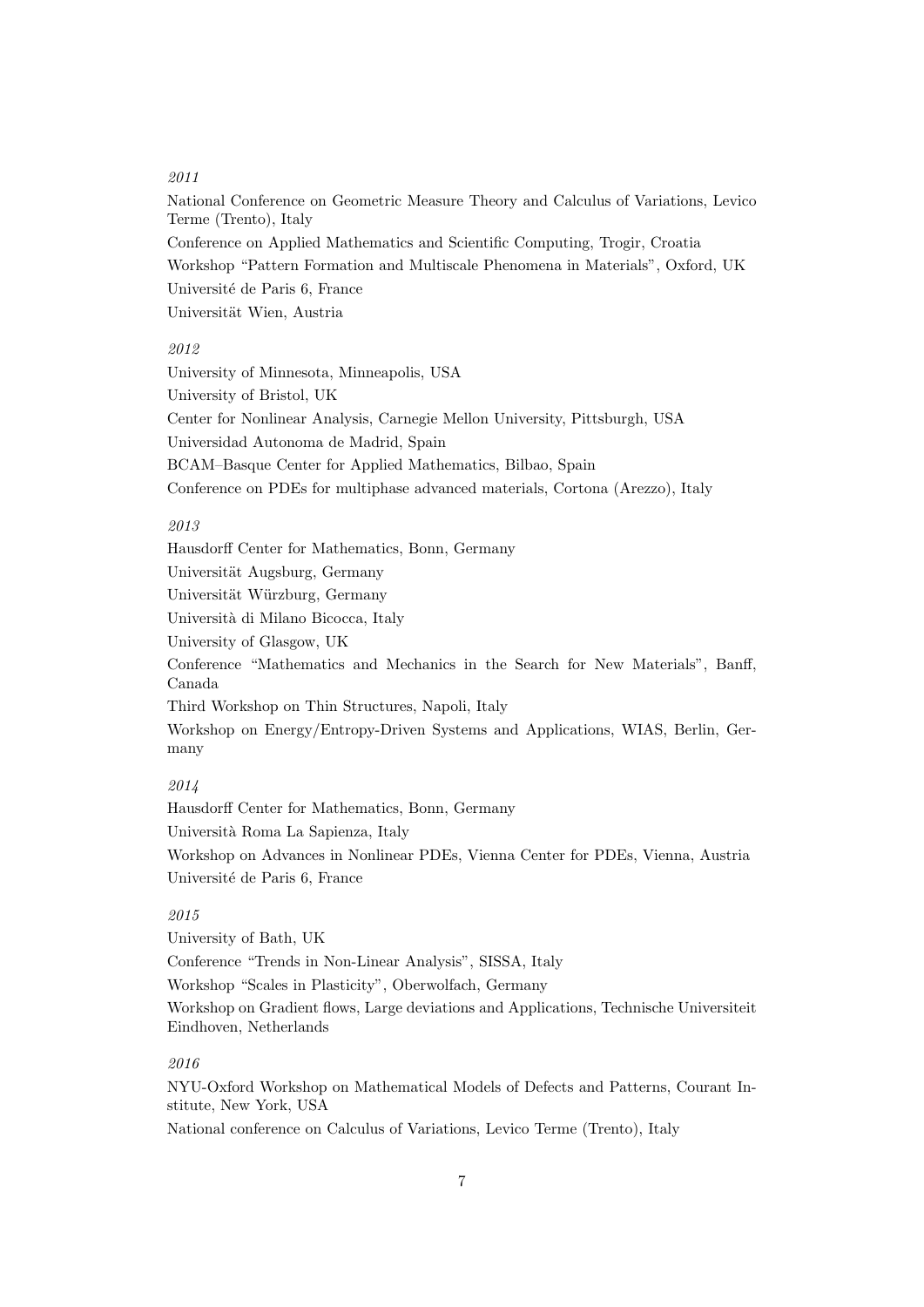*2011*

National Conference on Geometric Measure Theory and Calculus of Variations, Levico Terme (Trento), Italy

Conference on Applied Mathematics and Scientific Computing, Trogir, Croatia

Workshop "Pattern Formation and Multiscale Phenomena in Materials", Oxford, UK

Université de Paris 6, France

Universität Wien, Austria

*2012*

University of Minnesota, Minneapolis, USA

University of Bristol, UK

Center for Nonlinear Analysis, Carnegie Mellon University, Pittsburgh, USA

Universidad Autonoma de Madrid, Spain

BCAM–Basque Center for Applied Mathematics, Bilbao, Spain

Conference on PDEs for multiphase advanced materials, Cortona (Arezzo), Italy

*2013*

Hausdorff Center for Mathematics, Bonn, Germany

Universität Augsburg, Germany

Universität Würzburg, Germany

Università di Milano Bicocca, Italy

University of Glasgow, UK

Conference "Mathematics and Mechanics in the Search for New Materials", Banff, Canada

Third Workshop on Thin Structures, Napoli, Italy

Workshop on Energy/Entropy-Driven Systems and Applications, WIAS, Berlin, Germany

*2014*

Hausdorff Center for Mathematics, Bonn, Germany

Università Roma La Sapienza, Italy

Workshop on Advances in Nonlinear PDEs, Vienna Center for PDEs, Vienna, Austria

Université de Paris 6, France

*2015*

University of Bath, UK

Conference "Trends in Non-Linear Analysis", SISSA, Italy

Workshop "Scales in Plasticity", Oberwolfach, Germany

Workshop on Gradient flows, Large deviations and Applications, Technische Universiteit Eindhoven, Netherlands

*2016*

NYU-Oxford Workshop on Mathematical Models of Defects and Patterns, Courant Institute, New York, USA

National conference on Calculus of Variations, Levico Terme (Trento), Italy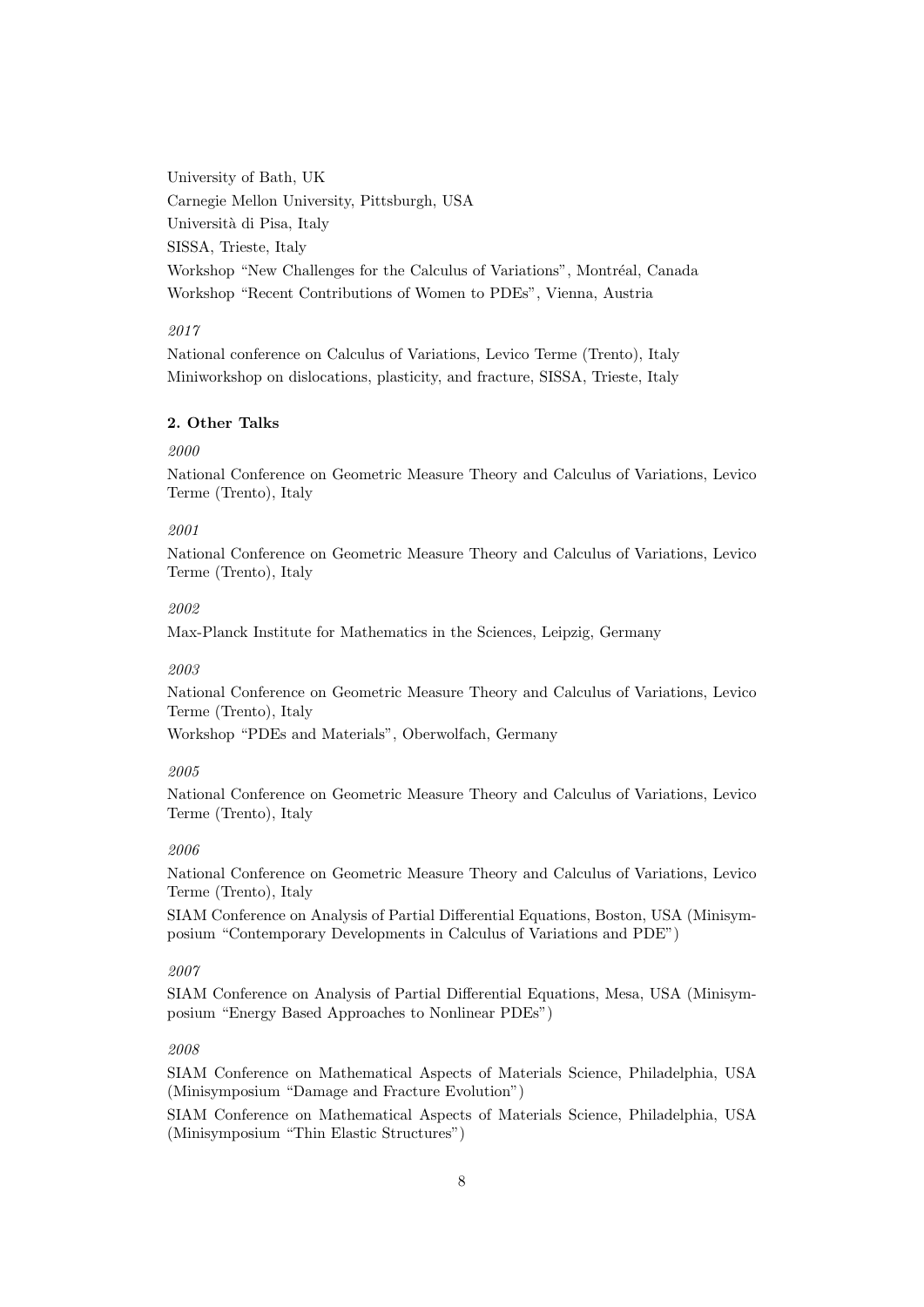University of Bath, UK

Carnegie Mellon University, Pittsburgh, USA

Università di Pisa, Italy

SISSA, Trieste, Italy

Workshop "New Challenges for the Calculus of Variations", Montréal, Canada

Workshop "Recent Contributions of Women to PDEs", Vienna, Austria

*2017*

National conference on Calculus of Variations, Levico Terme (Trento), Italy

Miniworkshop on dislocations, plasticity, and fracture, SISSA, Trieste, Italy

**2. Other Talks**

*2000*

National Conference on Geometric Measure Theory and Calculus of Variations, Levico Terme (Trento), Italy

*2001*

National Conference on Geometric Measure Theory and Calculus of Variations, Levico Terme (Trento), Italy

*2002*

Max-Planck Institute for Mathematics in the Sciences, Leipzig, Germany

*2003*

National Conference on Geometric Measure Theory and Calculus of Variations, Levico Terme (Trento), Italy

Workshop "PDEs and Materials", Oberwolfach, Germany

*2005*

National Conference on Geometric Measure Theory and Calculus of Variations, Levico Terme (Trento), Italy

*2006*

National Conference on Geometric Measure Theory and Calculus of Variations, Levico Terme (Trento), Italy

SIAM Conference on Analysis of Partial Differential Equations, Boston, USA (Minisymposium "Contemporary Developments in Calculus of Variations and PDE")

*2007*

SIAM Conference on Analysis of Partial Differential Equations, Mesa, USA (Minisymposium "Energy Based Approaches to Nonlinear PDEs")

*2008*

SIAM Conference on Mathematical Aspects of Materials Science, Philadelphia, USA (Minisymposium "Damage and Fracture Evolution")

SIAM Conference on Mathematical Aspects of Materials Science, Philadelphia, USA (Minisymposium "Thin Elastic Structures")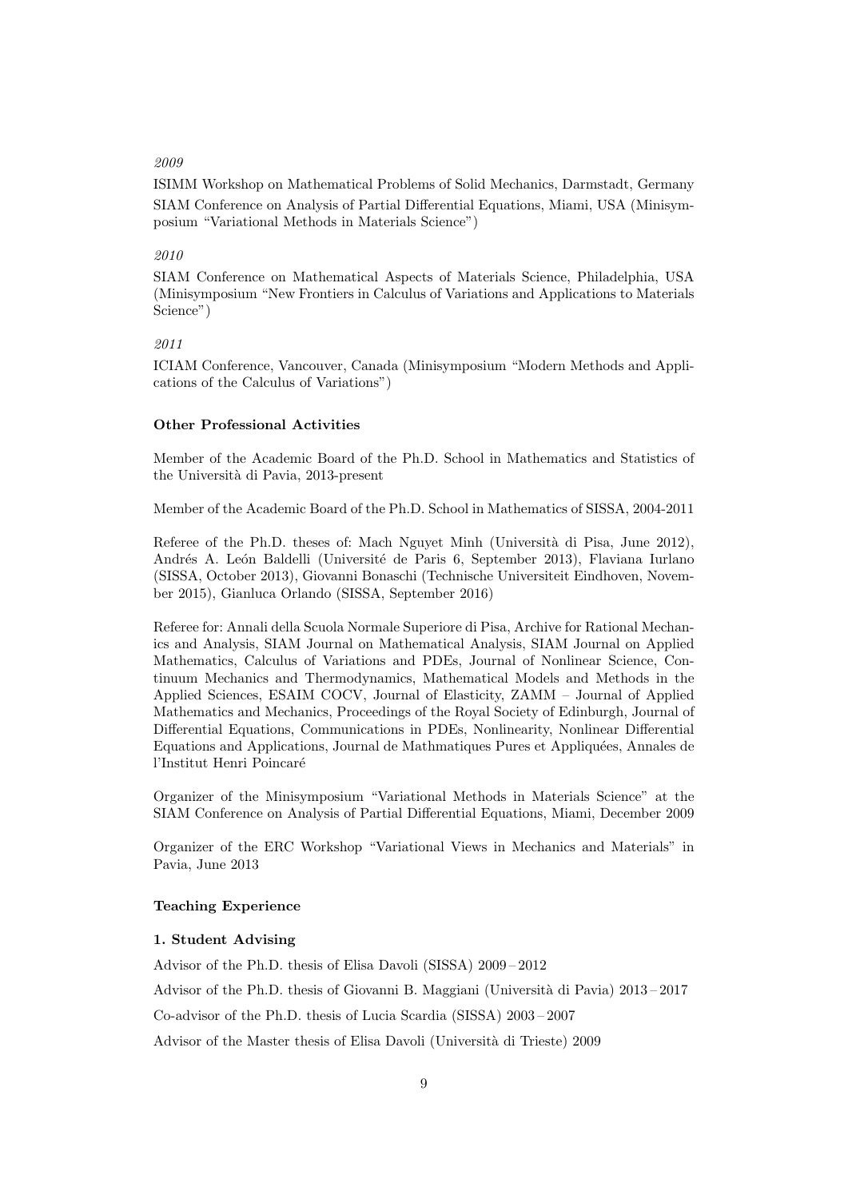*2009*

ISIMM Workshop on Mathematical Problems of Solid Mechanics, Darmstadt, Germany

SIAM Conference on Analysis of Partial Differential Equations, Miami, USA (Minisymposium "Variational Methods in Materials Science")

*2010*

SIAM Conference on Mathematical Aspects of Materials Science, Philadelphia, USA (Minisymposium "New Frontiers in Calculus of Variations and Applications to Materials Science")

*2011*

ICIAM Conference, Vancouver, Canada (Minisymposium "Modern Methods and Applications of the Calculus of Variations")

**Other Professional Activities**

Member of the Academic Board of the Ph.D. School in Mathematics and Statistics of the Università di Pavia, 2013-present

Member of the Academic Board of the Ph.D. School in Mathematics of SISSA, 2004-2011

Referee of the Ph.D. theses of: Mach Nguyet Minh (Università di Pisa, June 2012), Andrés A. León Baldelli (Université de Paris 6, September 2013), Flaviana Iurlano (SISSA, October 2013), Giovanni Bonaschi (Technische Universiteit Eindhoven, November 2015), Gianluca Orlando (SISSA, September 2016)

Referee for: Annali della Scuola Normale Superiore di Pisa, Archive for Rational Mechanics and Analysis, SIAM Journal on Mathematical Analysis, SIAM Journal on Applied Mathematics, Calculus of Variations and PDEs, Journal of Nonlinear Science, Continuum Mechanics and Thermodynamics, Mathematical Models and Methods in the Applied Sciences, ESAIM COCV, Journal of Elasticity, ZAMM – Journal of Applied Mathematics and Mechanics, Proceedings of the Royal Society of Edinburgh, Journal of Differential Equations, Communications in PDEs, Nonlinearity, Nonlinear Differential Equations and Applications, Journal de Mathmatiques Pures et Appliquées, Annales de l'Institut Henri Poincaré

Organizer of the Minisymposium "Variational Methods in Materials Science" at the SIAM Conference on Analysis of Partial Differential Equations, Miami, December 2009

Organizer of the ERC Workshop "Variational Views in Mechanics and Materials" in Pavia, June 2013

**Teaching Experience**

**1. Student Advising**

Advisor of the Ph.D. thesis of Elisa Davoli (SISSA) 2009 – 2012

Advisor of the Ph.D. thesis of Giovanni B. Maggiani (Università di Pavia) 2013 – 2017

Co-advisor of the Ph.D. thesis of Lucia Scardia (SISSA) 2003 – 2007

Advisor of the Master thesis of Elisa Davoli (Università di Trieste) 2009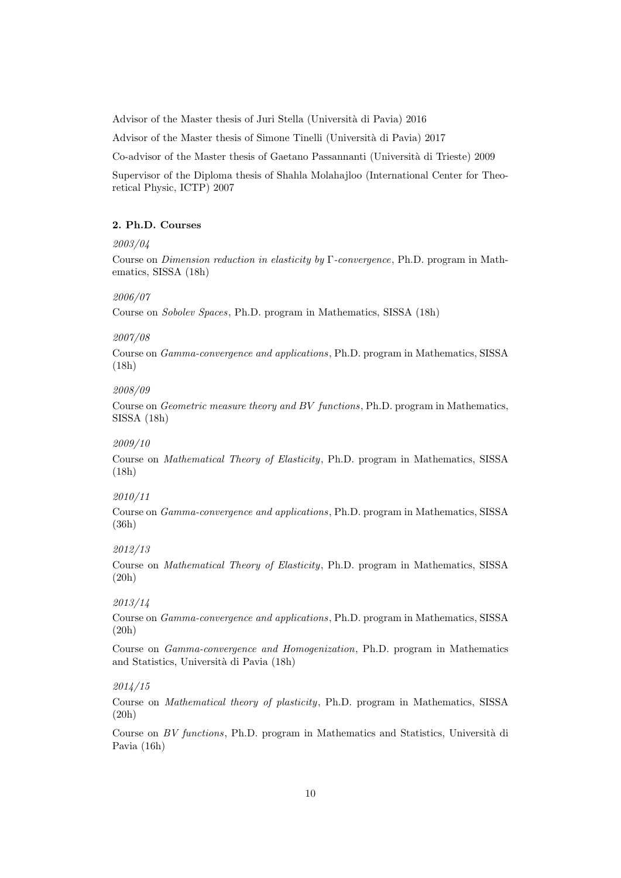Advisor of the Master thesis of Juri Stella (Università di Pavia) 2016

Advisor of the Master thesis of Simone Tinelli (Università di Pavia) 2017

Co-advisor of the Master thesis of Gaetano Passannanti (Università di Trieste) 2009

Supervisor of the Diploma thesis of Shahla Molahajloo (International Center for Theoretical Physic, ICTP) 2007

**2. Ph.D. Courses**

*2003/04*

Course on *Dimension reduction in elasticity by* $\Gamma$*-convergence*, Ph.D. program in Mathematics, SISSA (18h)

*2006/07*

Course on *Sobolev Spaces*, Ph.D. program in Mathematics, SISSA (18h)

*2007/08*

Course on *Gamma-convergence and applications*, Ph.D. program in Mathematics, SISSA (18h)

*2008/09*

Course on *Geometric measure theory and BV functions*, Ph.D. program in Mathematics, SISSA (18h)

*2009/10*

Course on *Mathematical Theory of Elasticity*, Ph.D. program in Mathematics, SISSA (18h)

*2010/11*

Course on *Gamma-convergence and applications*, Ph.D. program in Mathematics, SISSA (36h)

*2012/13*

Course on *Mathematical Theory of Elasticity*, Ph.D. program in Mathematics, SISSA (20h)

*2013/14*

Course on *Gamma-convergence and applications*, Ph.D. program in Mathematics, SISSA (20h)

Course on *Gamma-convergence and Homogenization*, Ph.D. program in Mathematics and Statistics, Università di Pavia (18h)

*2014/15*

Course on *Mathematical theory of plasticity*, Ph.D. program in Mathematics, SISSA (20h)

Course on *BV functions*, Ph.D. program in Mathematics and Statistics, Università di Pavia (16h)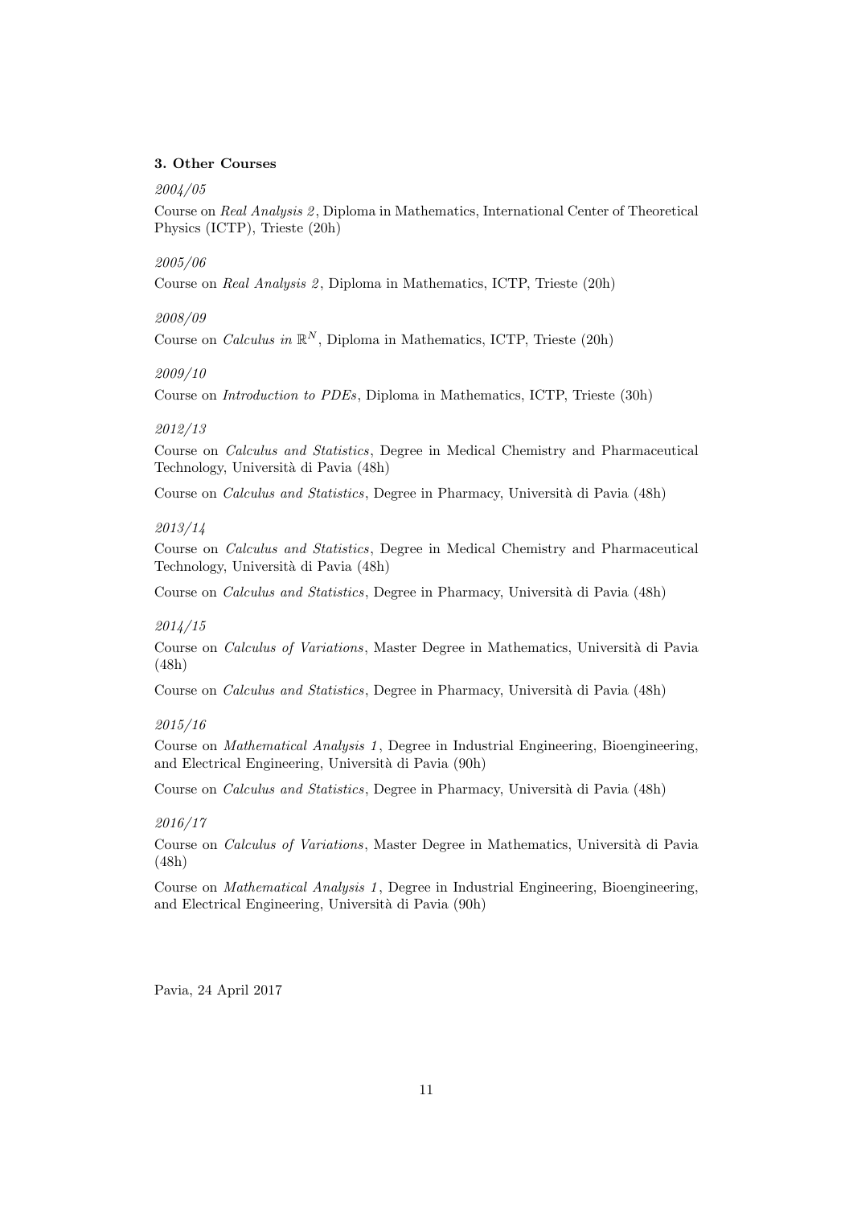**3. Other Courses**

*2004/05*

Course on *Real Analysis 2*, Diploma in Mathematics, International Center of Theoretical Physics (ICTP), Trieste (20h)

*2005/06*

Course on *Real Analysis 2*, Diploma in Mathematics, ICTP, Trieste (20h)

*2008/09*

Course on *Calculus in* $\mathbb{R}^N$, Diploma in Mathematics, ICTP, Trieste (20h)

*2009/10*

Course on *Introduction to PDEs*, Diploma in Mathematics, ICTP, Trieste (30h)

*2012/13*

Course on *Calculus and Statistics*, Degree in Medical Chemistry and Pharmaceutical Technology, Università di Pavia (48h)

Course on *Calculus and Statistics*, Degree in Pharmacy, Università di Pavia (48h)

*2013/14*

Course on *Calculus and Statistics*, Degree in Medical Chemistry and Pharmaceutical Technology, Università di Pavia (48h)

Course on *Calculus and Statistics*, Degree in Pharmacy, Università di Pavia (48h)

*2014/15*

Course on *Calculus of Variations*, Master Degree in Mathematics, Università di Pavia (48h)

Course on *Calculus and Statistics*, Degree in Pharmacy, Università di Pavia (48h)

*2015/16*

Course on *Mathematical Analysis 1*, Degree in Industrial Engineering, Bioengineering, and Electrical Engineering, Università di Pavia (90h)

Course on *Calculus and Statistics*, Degree in Pharmacy, Università di Pavia (48h)

*2016/17*

Course on *Calculus of Variations*, Master Degree in Mathematics, Università di Pavia (48h)

Course on *Mathematical Analysis 1*, Degree in Industrial Engineering, Bioengineering, and Electrical Engineering, Università di Pavia (90h)

Pavia, 24 April 2017